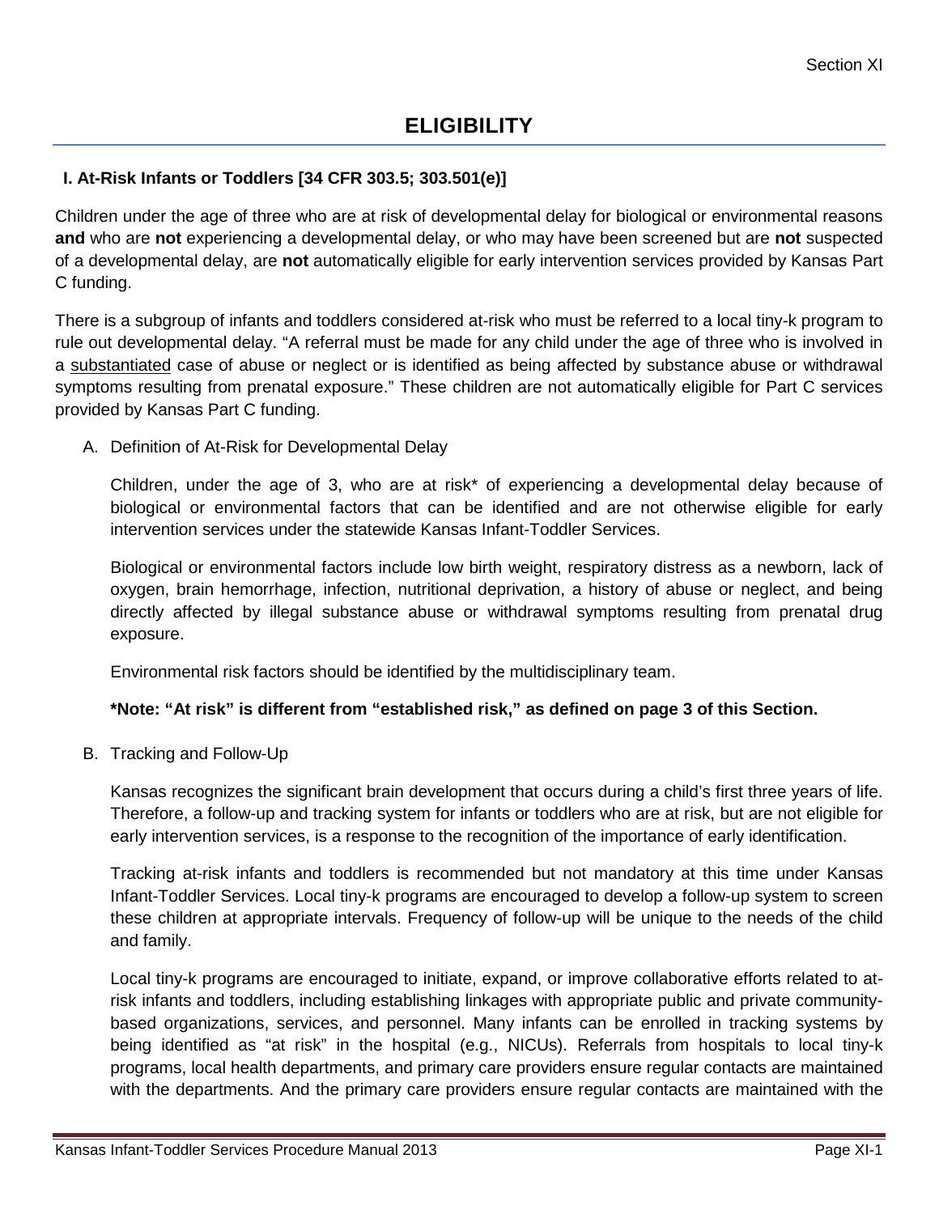# ELIGIBILITY

## I. At-Risk Infants or Toddlers [34 CFR 303.5; 303.501(e)]

Children under the age of three who are at risk of developmental delay for biological or environmental reasons **and** who are **not** experiencing a developmental delay, or who may have been screened but are **not** suspected of a developmental delay, are **not** automatically eligible for early intervention services provided by Kansas Part C funding.

There is a subgroup of infants and toddlers considered at-risk who must be referred to a local tiny-k program to rule out developmental delay. "A referral must be made for any child under the age of three who is involved in a substantiated case of abuse or neglect or is identified as being affected by substance abuse or withdrawal symptoms resulting from prenatal exposure." These children are not automatically eligible for Part C services provided by Kansas Part C funding.

A. Definition of At-Risk for Developmental Delay

Children, under the age of 3, who are at risk* of experiencing a developmental delay because of biological or environmental factors that can be identified and are not otherwise eligible for early intervention services under the statewide Kansas Infant-Toddler Services.

Biological or environmental factors include low birth weight, respiratory distress as a newborn, lack of oxygen, brain hemorrhage, infection, nutritional deprivation, a history of abuse or neglect, and being directly affected by illegal substance abuse or withdrawal symptoms resulting from prenatal drug exposure.

Environmental risk factors should be identified by the multidisciplinary team.

***Note: "At risk" is different from "established risk," as defined on page 3 of this Section.**

B. Tracking and Follow-Up

Kansas recognizes the significant brain development that occurs during a child's first three years of life. Therefore, a follow-up and tracking system for infants or toddlers who are at risk, but are not eligible for early intervention services, is a response to the recognition of the importance of early identification.

Tracking at-risk infants and toddlers is recommended but not mandatory at this time under Kansas Infant-Toddler Services. Local tiny-k programs are encouraged to develop a follow-up system to screen these children at appropriate intervals. Frequency of follow-up will be unique to the needs of the child and family.

Local tiny-k programs are encouraged to initiate, expand, or improve collaborative efforts related to at-risk infants and toddlers, including establishing linkages with appropriate public and private community-based organizations, services, and personnel. Many infants can be enrolled in tracking systems by being identified as "at risk" in the hospital (e.g., NICUs). Referrals from hospitals to local tiny-k programs, local health departments, and primary care providers ensure regular contacts are maintained with the departments. And the primary care providers ensure regular contacts are maintained with the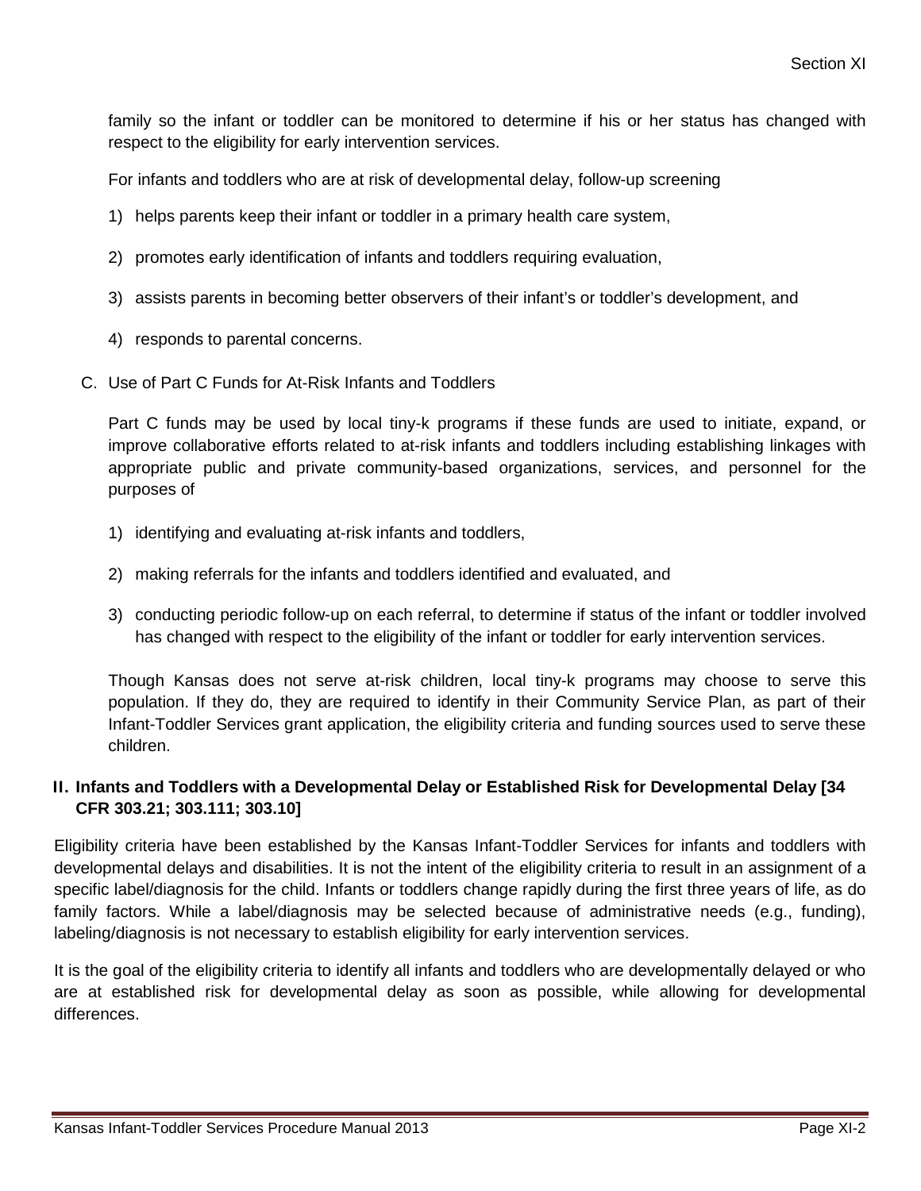family so the infant or toddler can be monitored to determine if his or her status has changed with respect to the eligibility for early intervention services.

For infants and toddlers who are at risk of developmental delay, follow-up screening

1) helps parents keep their infant or toddler in a primary health care system,
2) promotes early identification of infants and toddlers requiring evaluation,
3) assists parents in becoming better observers of their infant's or toddler's development, and
4) responds to parental concerns.

C. Use of Part C Funds for At-Risk Infants and Toddlers

Part C funds may be used by local tiny-k programs if these funds are used to initiate, expand, or improve collaborative efforts related to at-risk infants and toddlers including establishing linkages with appropriate public and private community-based organizations, services, and personnel for the purposes of

1) identifying and evaluating at-risk infants and toddlers,
2) making referrals for the infants and toddlers identified and evaluated, and
3) conducting periodic follow-up on each referral, to determine if status of the infant or toddler involved has changed with respect to the eligibility of the infant or toddler for early intervention services.

Though Kansas does not serve at-risk children, local tiny-k programs may choose to serve this population. If they do, they are required to identify in their Community Service Plan, as part of their Infant-Toddler Services grant application, the eligibility criteria and funding sources used to serve these children.

## II. Infants and Toddlers with a Developmental Delay or Established Risk for Developmental Delay [34 CFR 303.21; 303.111; 303.10]

Eligibility criteria have been established by the Kansas Infant-Toddler Services for infants and toddlers with developmental delays and disabilities. It is not the intent of the eligibility criteria to result in an assignment of a specific label/diagnosis for the child. Infants or toddlers change rapidly during the first three years of life, as do family factors. While a label/diagnosis may be selected because of administrative needs (e.g., funding), labeling/diagnosis is not necessary to establish eligibility for early intervention services.

It is the goal of the eligibility criteria to identify all infants and toddlers who are developmentally delayed or who are at established risk for developmental delay as soon as possible, while allowing for developmental differences.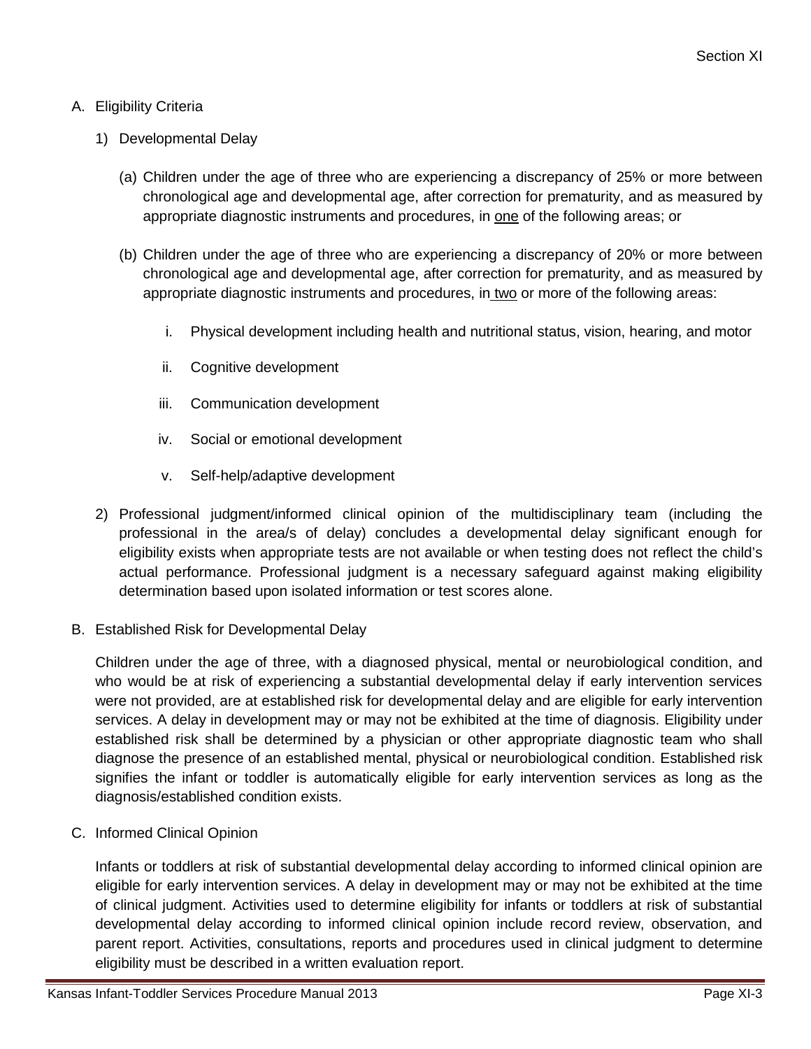A. Eligibility Criteria

1) Developmental Delay

(a) Children under the age of three who are experiencing a discrepancy of 25% or more between chronological age and developmental age, after correction for prematurity, and as measured by appropriate diagnostic instruments and procedures, in <u>one</u> of the following areas; or

(b) Children under the age of three who are experiencing a discrepancy of 20% or more between chronological age and developmental age, after correction for prematurity, and as measured by appropriate diagnostic instruments and procedures, in <u>two</u> or more of the following areas:

i. Physical development including health and nutritional status, vision, hearing, and motor

ii. Cognitive development

iii. Communication development

iv. Social or emotional development

v. Self-help/adaptive development

2) Professional judgment/informed clinical opinion of the multidisciplinary team (including the professional in the area/s of delay) concludes a developmental delay significant enough for eligibility exists when appropriate tests are not available or when testing does not reflect the child's actual performance. Professional judgment is a necessary safeguard against making eligibility determination based upon isolated information or test scores alone.

B. Established Risk for Developmental Delay

Children under the age of three, with a diagnosed physical, mental or neurobiological condition, and who would be at risk of experiencing a substantial developmental delay if early intervention services were not provided, are at established risk for developmental delay and are eligible for early intervention services. A delay in development may or may not be exhibited at the time of diagnosis. Eligibility under established risk shall be determined by a physician or other appropriate diagnostic team who shall diagnose the presence of an established mental, physical or neurobiological condition. Established risk signifies the infant or toddler is automatically eligible for early intervention services as long as the diagnosis/established condition exists.

C. Informed Clinical Opinion

Infants or toddlers at risk of substantial developmental delay according to informed clinical opinion are eligible for early intervention services. A delay in development may or may not be exhibited at the time of clinical judgment. Activities used to determine eligibility for infants or toddlers at risk of substantial developmental delay according to informed clinical opinion include record review, observation, and parent report. Activities, consultations, reports and procedures used in clinical judgment to determine eligibility must be described in a written evaluation report.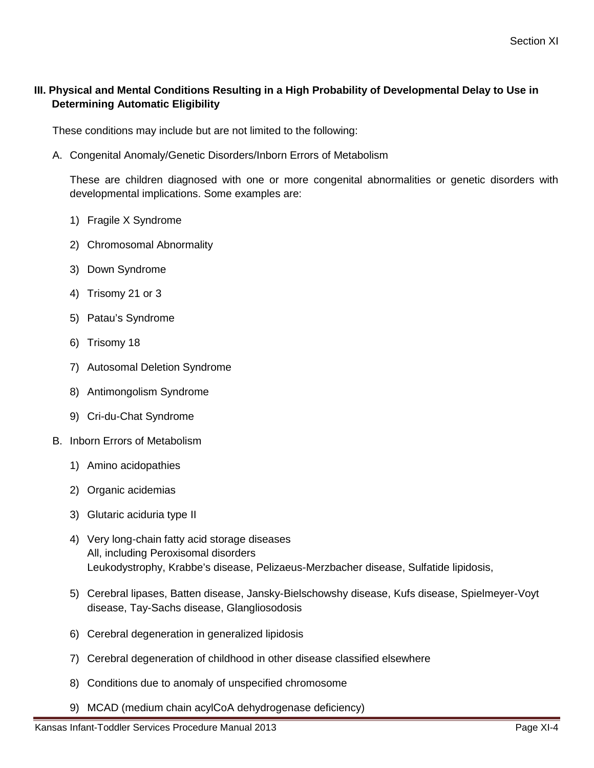## III. Physical and Mental Conditions Resulting in a High Probability of Developmental Delay to Use in Determining Automatic Eligibility

These conditions may include but are not limited to the following:

A. Congenital Anomaly/Genetic Disorders/Inborn Errors of Metabolism

   These are children diagnosed with one or more congenital abnormalities or genetic disorders with developmental implications. Some examples are:

   1) Fragile X Syndrome
   2) Chromosomal Abnormality
   3) Down Syndrome
   4) Trisomy 21 or 3
   5) Patau's Syndrome
   6) Trisomy 18
   7) Autosomal Deletion Syndrome
   8) Antimongolism Syndrome
   9) Cri-du-Chat Syndrome

B. Inborn Errors of Metabolism

   1) Amino acidopathies
   2) Organic acidemias
   3) Glutaric aciduria type II
   4) Very long-chain fatty acid storage diseases
      All, including Peroxisomal disorders
      Leukodystrophy, Krabbe's disease, Pelizaeus-Merzbacher disease, Sulfatide lipidosis,
   5) Cerebral lipases, Batten disease, Jansky-Bielschowshy disease, Kufs disease, Spielmeyer-Voyt disease, Tay-Sachs disease, Glangliosodosis
   6) Cerebral degeneration in generalized lipidosis
   7) Cerebral degeneration of childhood in other disease classified elsewhere
   8) Conditions due to anomaly of unspecified chromosome
   9) MCAD (medium chain acylCoA dehydrogenase deficiency)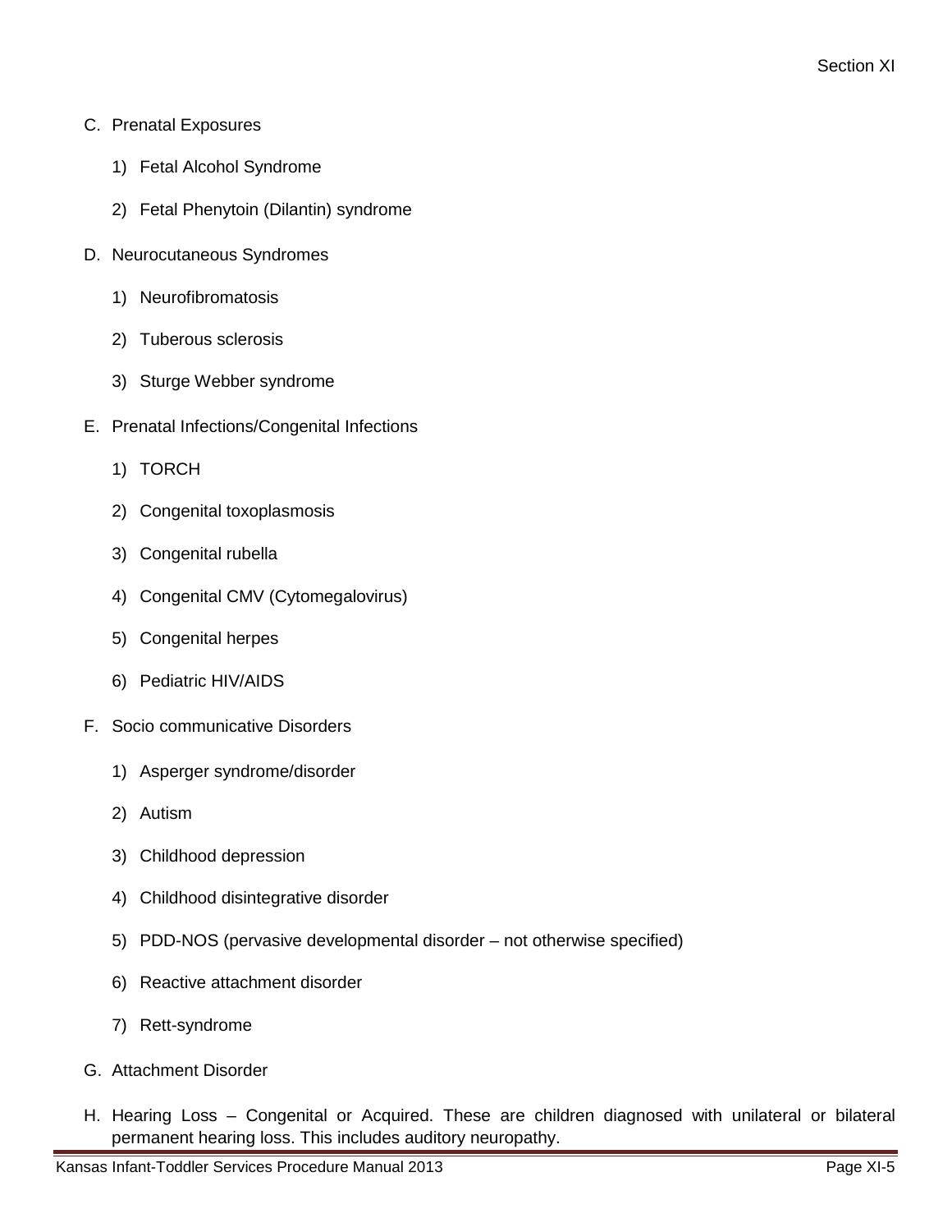C. Prenatal Exposures

   1) Fetal Alcohol Syndrome

   2) Fetal Phenytoin (Dilantin) syndrome

D. Neurocutaneous Syndromes

   1) Neurofibromatosis

   2) Tuberous sclerosis

   3) Sturge Webber syndrome

E. Prenatal Infections/Congenital Infections

   1) TORCH

   2) Congenital toxoplasmosis

   3) Congenital rubella

   4) Congenital CMV (Cytomegalovirus)

   5) Congenital herpes

   6) Pediatric HIV/AIDS

F. Socio communicative Disorders

   1) Asperger syndrome/disorder

   2) Autism

   3) Childhood depression

   4) Childhood disintegrative disorder

   5) PDD-NOS (pervasive developmental disorder – not otherwise specified)

   6) Reactive attachment disorder

   7) Rett-syndrome

G. Attachment Disorder

H. Hearing Loss – Congenital or Acquired. These are children diagnosed with unilateral or bilateral permanent hearing loss. This includes auditory neuropathy.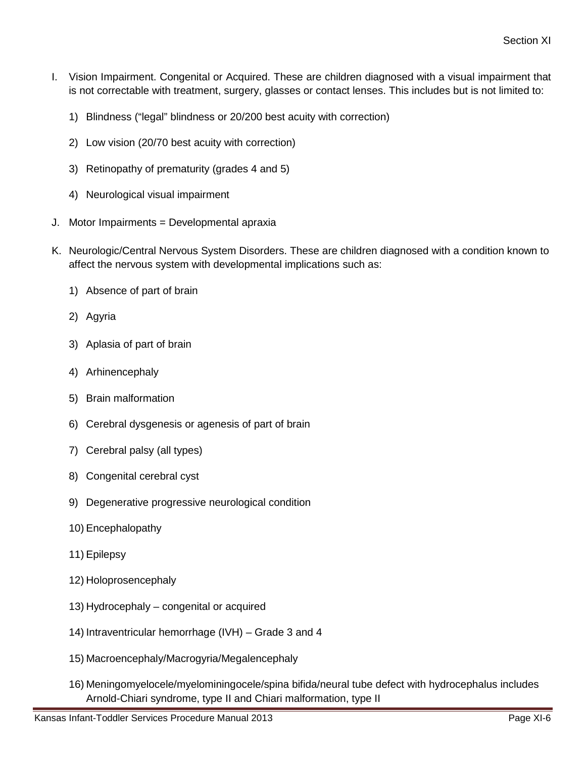I. Vision Impairment. Congenital or Acquired. These are children diagnosed with a visual impairment that is not correctable with treatment, surgery, glasses or contact lenses. This includes but is not limited to:

   1) Blindness ("legal" blindness or 20/200 best acuity with correction)

   2) Low vision (20/70 best acuity with correction)

   3) Retinopathy of prematurity (grades 4 and 5)

   4) Neurological visual impairment

J. Motor Impairments = Developmental apraxia

K. Neurologic/Central Nervous System Disorders. These are children diagnosed with a condition known to affect the nervous system with developmental implications such as:

   1) Absence of part of brain

   2) Agyria

   3) Aplasia of part of brain

   4) Arhinencephaly

   5) Brain malformation

   6) Cerebral dysgenesis or agenesis of part of brain

   7) Cerebral palsy (all types)

   8) Congenital cerebral cyst

   9) Degenerative progressive neurological condition

   10) Encephalopathy

   11) Epilepsy

   12) Holoprosencephaly

   13) Hydrocephaly – congenital or acquired

   14) Intraventricular hemorrhage (IVH) – Grade 3 and 4

   15) Macroencephaly/Macrogyria/Megalencephaly

   16) Meningomyelocele/myelominingocele/spina bifida/neural tube defect with hydrocephalus includes Arnold-Chiari syndrome, type II and Chiari malformation, type II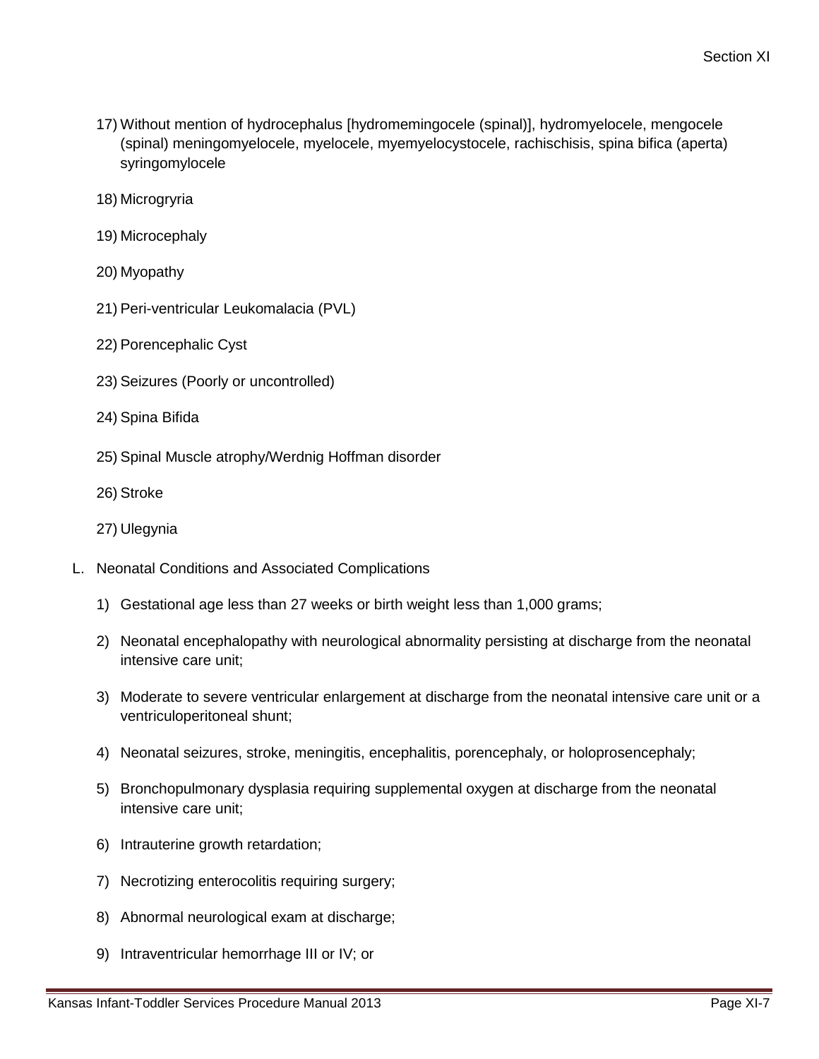17) Without mention of hydrocephalus [hydromemingocele (spinal)], hydromyelocele, mengocele (spinal) meningomyelocele, myelocele, myemyelocystocele, rachischisis, spina bifica (aperta) syringomylocele

18) Microgryria

19) Microcephaly

20) Myopathy

21) Peri-ventricular Leukomalacia (PVL)

22) Porencephalic Cyst

23) Seizures (Poorly or uncontrolled)

24) Spina Bifida

25) Spinal Muscle atrophy/Werdnig Hoffman disorder

26) Stroke

27) Ulegynia

L. Neonatal Conditions and Associated Complications

1) Gestational age less than 27 weeks or birth weight less than 1,000 grams;

2) Neonatal encephalopathy with neurological abnormality persisting at discharge from the neonatal intensive care unit;

3) Moderate to severe ventricular enlargement at discharge from the neonatal intensive care unit or a ventriculoperitoneal shunt;

4) Neonatal seizures, stroke, meningitis, encephalitis, porencephaly, or holoprosencephaly;

5) Bronchopulmonary dysplasia requiring supplemental oxygen at discharge from the neonatal intensive care unit;

6) Intrauterine growth retardation;

7) Necrotizing enterocolitis requiring surgery;

8) Abnormal neurological exam at discharge;

9) Intraventricular hemorrhage III or IV; or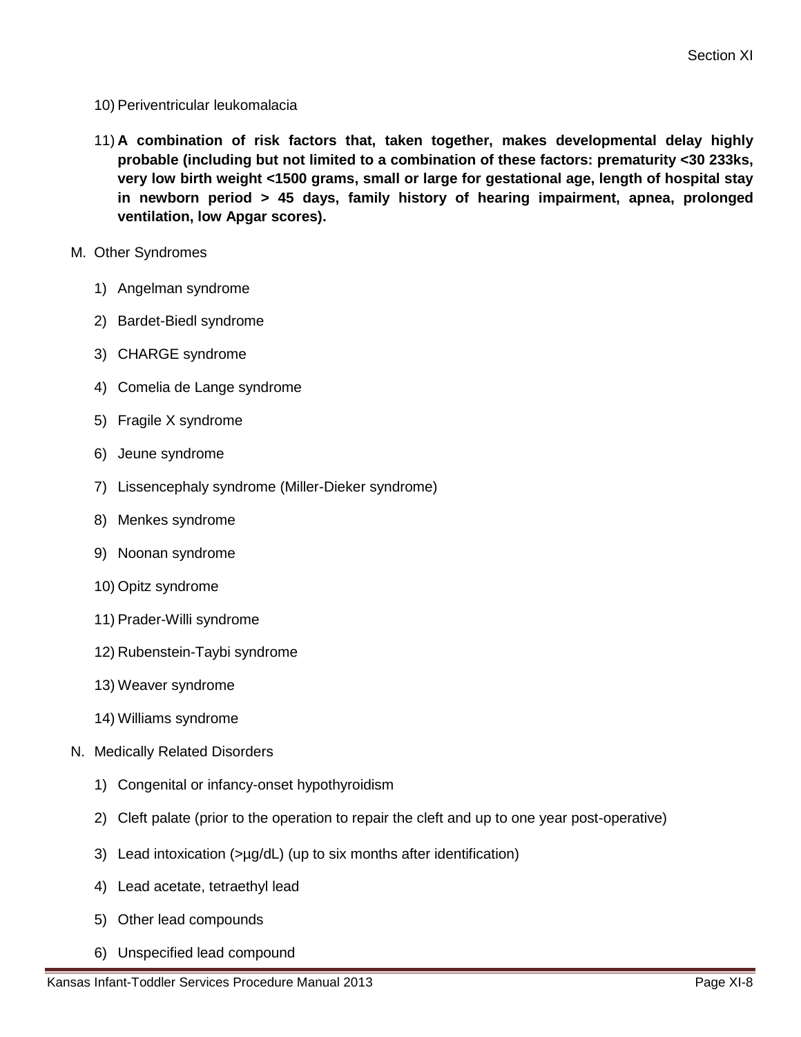10) Periventricular leukomalacia

11) **A combination of risk factors that, taken together, makes developmental delay highly probable (including but not limited to a combination of these factors: prematurity <30 233ks, very low birth weight <1500 grams, small or large for gestational age, length of hospital stay in newborn period > 45 days, family history of hearing impairment, apnea, prolonged ventilation, low Apgar scores).**

M. Other Syndromes

1) Angelman syndrome
2) Bardet-Biedl syndrome
3) CHARGE syndrome
4) Comelia de Lange syndrome
5) Fragile X syndrome
6) Jeune syndrome
7) Lissencephaly syndrome (Miller-Dieker syndrome)
8) Menkes syndrome
9) Noonan syndrome
10) Opitz syndrome
11) Prader-Willi syndrome
12) Rubenstein-Taybi syndrome
13) Weaver syndrome
14) Williams syndrome

N. Medically Related Disorders

1) Congenital or infancy-onset hypothyroidism
2) Cleft palate (prior to the operation to repair the cleft and up to one year post-operative)
3) Lead intoxication (>µg/dL) (up to six months after identification)
4) Lead acetate, tetraethyl lead
5) Other lead compounds
6) Unspecified lead compound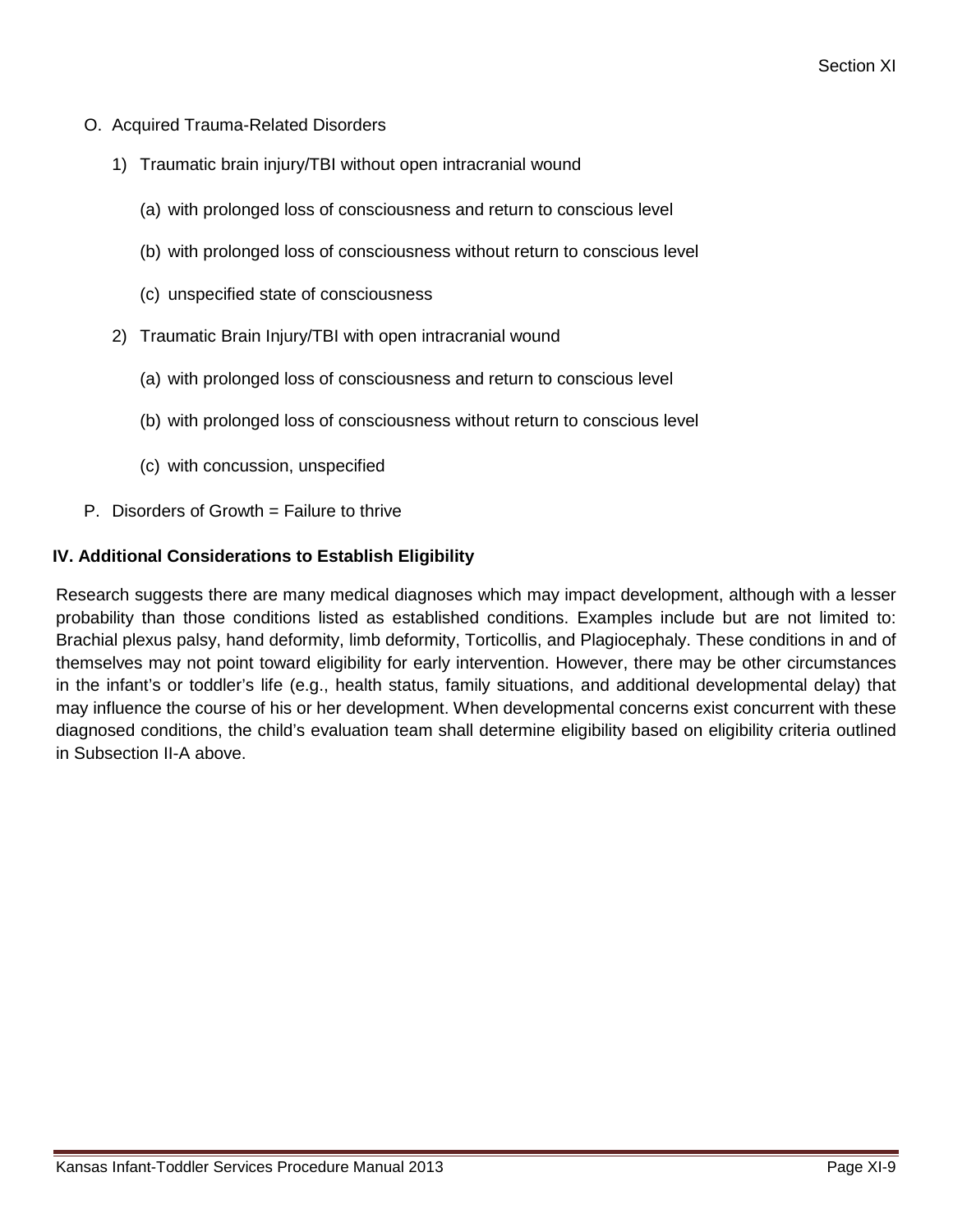O. Acquired Trauma-Related Disorders

   1) Traumatic brain injury/TBI without open intracranial wound

      (a) with prolonged loss of consciousness and return to conscious level

      (b) with prolonged loss of consciousness without return to conscious level

      (c) unspecified state of consciousness

   2) Traumatic Brain Injury/TBI with open intracranial wound

      (a) with prolonged loss of consciousness and return to conscious level

      (b) with prolonged loss of consciousness without return to conscious level

      (c) with concussion, unspecified

P. Disorders of Growth = Failure to thrive

### IV. Additional Considerations to Establish Eligibility

Research suggests there are many medical diagnoses which may impact development, although with a lesser probability than those conditions listed as established conditions. Examples include but are not limited to: Brachial plexus palsy, hand deformity, limb deformity, Torticollis, and Plagiocephaly. These conditions in and of themselves may not point toward eligibility for early intervention. However, there may be other circumstances in the infant's or toddler's life (e.g., health status, family situations, and additional developmental delay) that may influence the course of his or her development. When developmental concerns exist concurrent with these diagnosed conditions, the child's evaluation team shall determine eligibility based on eligibility criteria outlined in Subsection II-A above.